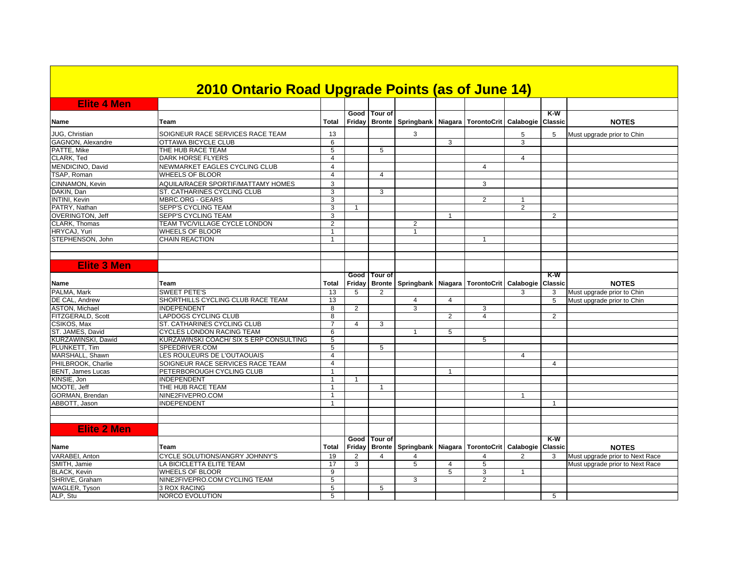# 2010 Ontario Road Upgrade Points (as of June 14)

## Elite 4 Men

| Name | Team | Total | Good Friday | Tour of Bronte | Springbank | Niagara | TorontoCrit | Calabogie | K-W Classic | NOTES |
|---|---|---|---|---|---|---|---|---|---|---|
| JUG, Christian | SOIGNEUR RACE SERVICES RACE TEAM | 13 | | | 3 | | | 5 | 5 | Must upgrade prior to Chin |
| GAGNON, Alexandre | OTTAWA BICYCLE CLUB | 6 | | | | 3 | | 3 | | |
| PATTE, Mike | THE HUB RACE TEAM | 5 | | 5 | | | | | | |
| CLARK, Ted | DARK HORSE FLYERS | 4 | | | | | | 4 | | |
| MENDICINO, David | NEWMARKET EAGLES CYCLING CLUB | 4 | | | | | 4 | | | |
| TSAP, Roman | WHEELS OF BLOOR | 4 | | 4 | | | | | | |
| CINNAMON, Kevin | AQUILA/RACER SPORTIF/MATTAMY HOMES | 3 | | | | | 3 | | | |
| DAKIN, Dan | ST. CATHARINES CYCLING CLUB | 3 | | 3 | | | | | | |
| INTINI, Kevin | MBRC.ORG - GEARS | 3 | | | | | 2 | 1 | | |
| PATRY, Nathan | SEPP'S CYCLING TEAM | 3 | 1 | | | | | 2 | | |
| OVERINGTON, Jeff | SEPP'S CYCLING TEAM | 3 | | | | 1 | | | 2 | |
| CLARK, Thomas | TEAM TVC/VILLAGE CYCLE LONDON | 2 | | | 2 | | | | | |
| HRYCAJ, Yuri | WHEELS OF BLOOR | 1 | | | 1 | | | | | |
| STEPHENSON, John | CHAIN REACTION | 1 | | | | | 1 | | | |

## Elite 3 Men

| Name | Team | Total | Good Friday | Tour of Bronte | Springbank | Niagara | TorontoCrit | Calabogie | K-W Classic | NOTES |
|---|---|---|---|---|---|---|---|---|---|---|
| PALMA, Mark | SWEET PETE'S | 13 | 5 | 2 | | | | 3 | 3 | Must upgrade prior to Chin |
| DE CAL, Andrew | SHORTHILLS CYCLING CLUB RACE TEAM | 13 | | | 4 | 4 | | | 5 | Must upgrade prior to Chin |
| ASTON, Michael | INDEPENDENT | 8 | 2 | | 3 | | 3 | | | |
| FITZGERALD, Scott | LAPDOGS CYCLING CLUB | 8 | | | | 2 | 4 | | 2 | |
| CSIKOS, Max | ST. CATHARINES CYCLING CLUB | 7 | 4 | 3 | | | | | | |
| ST. JAMES, David | CYCLES LONDON RACING TEAM | 6 | | | 1 | 5 | | | | |
| KURZAWINSKI, Dawid | KURZAWINSKI COACH/ SIX S ERP CONSULTING | 5 | | | | | 5 | | | |
| PLUNKETT, Tim | SPEEDRIVER.COM | 5 | | 5 | | | | | | |
| MARSHALL, Shawn | LES ROULEURS DE L'OUTAOUAIS | 4 | | | | | | 4 | | |
| PHILBROOK, Charlie | SOIGNEUR RACE SERVICES RACE TEAM | 4 | | | | | | | 4 | |
| BENT, James Lucas | PETERBOROUGH CYCLING CLUB | 1 | | | | 1 | | | | |
| KINSIE, Jon | INDEPENDENT | 1 | 1 | | | | | | | |
| MOOTE, Jeff | THE HUB RACE TEAM | 1 | | 1 | | | | | | |
| GORMAN, Brendan | NINE2FIVEPRO.COM | 1 | | | | | | 1 | | |
| ABBOTT, Jason | INDEPENDENT | 1 | | | | | | | 1 | |

## Elite 2 Men

| Name | Team | Total | Good Friday | Tour of Bronte | Springbank | Niagara | TorontoCrit | Calabogie | K-W Classic | NOTES |
|---|---|---|---|---|---|---|---|---|---|---|
| VARABEI, Anton | CYCLE SOLUTIONS/ANGRY JOHNNY'S | 19 | 2 | 4 | 4 | | 4 | 2 | 3 | Must upgrade prior to Next Race |
| SMITH, Jamie | LA BICICLETTA ELITE TEAM | 17 | 3 | | 5 | 4 | 5 | | | Must upgrade prior to Next Race |
| BLACK, Kevin | WHEELS OF BLOOR | 9 | | | | 5 | 3 | 1 | | |
| SHRIVE, Graham | NINE2FIVEPRO.COM CYCLING TEAM | 5 | | | 3 | | 2 | | | |
| WAGLER, Tyson | 3 ROX RACING | 5 | | 5 | | | | | | |
| ALP, Stu | NORCO EVOLUTION | 5 | | | | | | | 5 | |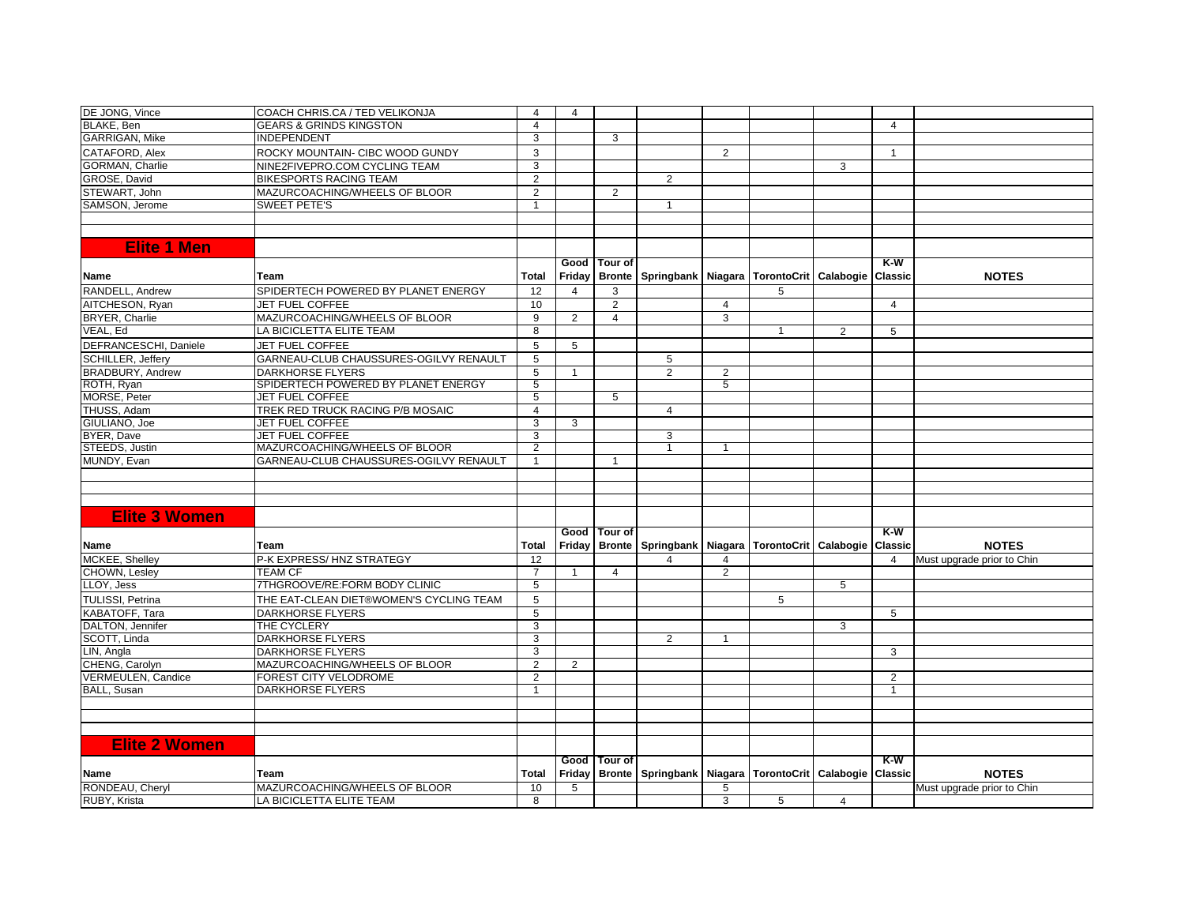| Name | Team | Total | Good Friday | Tour of Bronte | Springbank | Niagara | TorontoCrit | Calabogie | K-W Classic | NOTES |
|---|---|---|---|---|---|---|---|---|---|---|
| DE JONG, Vince | COACH CHRIS.CA / TED VELIKONJA | 4 | 4 | | | | | | | |
| BLAKE, Ben | GEARS & GRINDS KINGSTON | 4 | | | | | | | 4 | |
| GARRIGAN, Mike | INDEPENDENT | 3 | | 3 | | | | | | |
| CATAFORD, Alex | ROCKY MOUNTAIN- CIBC WOOD GUNDY | 3 | | | | 2 | | | 1 | |
| GORMAN, Charlie | NINE2FIVEPRO.COM CYCLING TEAM | 3 | | | | | | 3 | | |
| GROSE, David | BIKESPORTS RACING TEAM | 2 | | | 2 | | | | | |
| STEWART, John | MAZURCOACHING/WHEELS OF BLOOR | 2 | | 2 | | | | | | |
| SAMSON, Jerome | SWEET PETE'S | 1 | | | 1 | | | | | |

## Elite 1 Men

| Name | Team | Total | Good Friday | Tour of Bronte | Springbank | Niagara | TorontoCrit | Calabogie | K-W Classic | NOTES |
|---|---|---|---|---|---|---|---|---|---|---|
| RANDELL, Andrew | SPIDERTECH POWERED BY PLANET ENERGY | 12 | 4 | 3 | | | 5 | | | |
| AITCHESON, Ryan | JET FUEL COFFEE | 10 | | 2 | | 4 | | | 4 | |
| BRYER, Charlie | MAZURCOACHING/WHEELS OF BLOOR | 9 | 2 | 4 | | 3 | | | | |
| VEAL, Ed | LA BICICLETTA ELITE TEAM | 8 | | | | | 1 | 2 | 5 | |
| DEFRANCESCHI, Daniele | JET FUEL COFFEE | 5 | 5 | | | | | | | |
| SCHILLER, Jeffery | GARNEAU-CLUB CHAUSSURES-OGILVY RENAULT | 5 | | | 5 | | | | | |
| BRADBURY, Andrew | DARKHORSE FLYERS | 5 | 1 | | 2 | 2 | | | | |
| ROTH, Ryan | SPIDERTECH POWERED BY PLANET ENERGY | 5 | | | | 5 | | | | |
| MORSE, Peter | JET FUEL COFFEE | 5 | | 5 | | | | | | |
| THUSS, Adam | TREK RED TRUCK RACING P/B MOSAIC | 4 | | | 4 | | | | | |
| GIULIANO, Joe | JET FUEL COFFEE | 3 | 3 | | | | | | | |
| BYER, Dave | JET FUEL COFFEE | 3 | | | 3 | | | | | |
| STEEDS, Justin | MAZURCOACHING/WHEELS OF BLOOR | 2 | | | 1 | 1 | | | | |
| MUNDY, Evan | GARNEAU-CLUB CHAUSSURES-OGILVY RENAULT | 1 | | 1 | | | | | | |

## Elite 3 Women

| Name | Team | Total | Good Friday | Tour of Bronte | Springbank | Niagara | TorontoCrit | Calabogie | K-W Classic | NOTES |
|---|---|---|---|---|---|---|---|---|---|---|
| MCKEE, Shelley | P-K EXPRESS/ HNZ STRATEGY | 12 | | | 4 | 4 | | | 4 | Must upgrade prior to Chin |
| CHOWN, Lesley | TEAM CF | 7 | 1 | 4 | | 2 | | | | |
| LLOY, Jess | 7THGROOVE/RE:FORM BODY CLINIC | 5 | | | | | | 5 | | |
| TULISSI, Petrina | THE EAT-CLEAN DIET®WOMEN'S CYCLING TEAM | 5 | | | | | 5 | | | |
| KABATOFF, Tara | DARKHORSE FLYERS | 5 | | | | | | | 5 | |
| DALTON, Jennifer | THE CYCLERY | 3 | | | | | | 3 | | |
| SCOTT, Linda | DARKHORSE FLYERS | 3 | | | 2 | 1 | | | | |
| LIN, Angla | DARKHORSE FLYERS | 3 | | | | | | | 3 | |
| CHENG, Carolyn | MAZURCOACHING/WHEELS OF BLOOR | 2 | 2 | | | | | | | |
| VERMEULEN, Candice | FOREST CITY VELODROME | 2 | | | | | | | 2 | |
| BALL, Susan | DARKHORSE FLYERS | 1 | | | | | | | 1 | |

## Elite 2 Women

| Name | Team | Total | Good Friday | Tour of Bronte | Springbank | Niagara | TorontoCrit | Calabogie | K-W Classic | NOTES |
|---|---|---|---|---|---|---|---|---|---|---|
| RONDEAU, Cheryl | MAZURCOACHING/WHEELS OF BLOOR | 10 | 5 | | | 5 | | | | Must upgrade prior to Chin |
| RUBY, Krista | LA BICICLETTA ELITE TEAM | 8 | | | | 3 | 5 | 4 | | |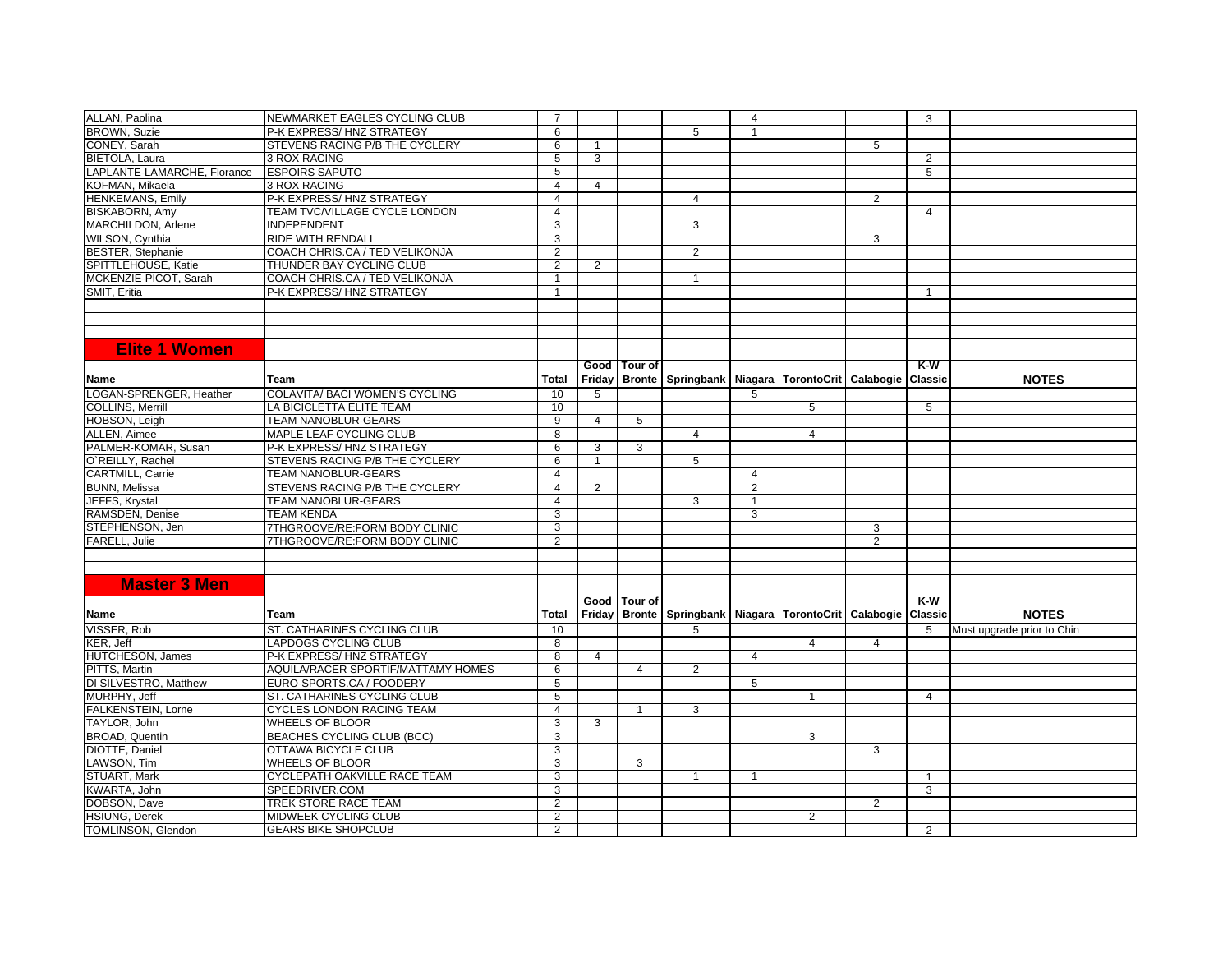| | | | | | | | | | | |
|---|---|---|---|---|---|---|---|---|---|---|
| ALLAN, Paolina | NEWMARKET EAGLES CYCLING CLUB | 7 | | | | 4 | | | 3 | |
| BROWN, Suzie | P-K EXPRESS/ HNZ STRATEGY | 6 | | | 5 | 1 | | | | |
| CONEY, Sarah | STEVENS RACING P/B THE CYCLERY | 6 | 1 | | | | | 5 | | |
| BIETOLA, Laura | 3 ROX RACING | 5 | 3 | | | | | | 2 | |
| LAPLANTE-LAMARCHE, Florance | ESPOIRS SAPUTO | 5 | | | | | | | 5 | |
| KOFMAN, Mikaela | 3 ROX RACING | 4 | 4 | | | | | | | |
| HENKEMANS, Emily | P-K EXPRESS/ HNZ STRATEGY | 4 | | | 4 | | | 2 | | |
| BISKABORN, Amy | TEAM TVC/VILLAGE CYCLE LONDON | 4 | | | | | | | 4 | |
| MARCHILDON, Arlene | INDEPENDENT | 3 | | | 3 | | | | | |
| WILSON, Cynthia | RIDE WITH RENDALL | 3 | | | | | | 3 | | |
| BESTER, Stephanie | COACH CHRIS.CA / TED VELIKONJA | 2 | | | 2 | | | | | |
| SPITTLEHOUSE, Katie | THUNDER BAY CYCLING CLUB | 2 | 2 | | | | | | | |
| MCKENZIE-PICOT, Sarah | COACH CHRIS.CA / TED VELIKONJA | 1 | | | 1 | | | | | |
| SMIT, Eritia | P-K EXPRESS/ HNZ STRATEGY | 1 | | | | | | | 1 | |

## Elite 1 Women

| Name | Team | Total | Good Friday | Tour of Bronte | Springbank | Niagara | TorontoCrit | Calabogie | K-W Classic | NOTES |
|---|---|---|---|---|---|---|---|---|---|---|
| LOGAN-SPRENGER, Heather | COLAVITA/ BACI WOMEN'S CYCLING | 10 | 5 | | | 5 | | | | |
| COLLINS, Merrill | LA BICICLETTA ELITE TEAM | 10 | | | | | 5 | | 5 | |
| HOBSON, Leigh | TEAM NANOBLUR-GEARS | 9 | 4 | 5 | | | | | | |
| ALLEN, Aimee | MAPLE LEAF CYCLING CLUB | 8 | | | 4 | | 4 | | | |
| PALMER-KOMAR, Susan | P-K EXPRESS/ HNZ STRATEGY | 6 | 3 | 3 | | | | | | |
| O'REILLY, Rachel | STEVENS RACING P/B THE CYCLERY | 6 | 1 | | 5 | | | | | |
| CARTMILL, Carrie | TEAM NANOBLUR-GEARS | 4 | | | | 4 | | | | |
| BUNN, Melissa | STEVENS RACING P/B THE CYCLERY | 4 | 2 | | | 2 | | | | |
| JEFFS, Krystal | TEAM NANOBLUR-GEARS | 4 | | | 3 | 1 | | | | |
| RAMSDEN, Denise | TEAM KENDA | 3 | | | | 3 | | | | |
| STEPHENSON, Jen | 7THGROOVE/RE:FORM BODY CLINIC | 3 | | | | | | 3 | | |
| FARELL, Julie | 7THGROOVE/RE:FORM BODY CLINIC | 2 | | | | | | 2 | | |

## Master 3 Men

| Name | Team | Total | Good Friday | Tour of Bronte | Springbank | Niagara | TorontoCrit | Calabogie | K-W Classic | NOTES |
|---|---|---|---|---|---|---|---|---|---|---|
| VISSER, Rob | ST. CATHARINES CYCLING CLUB | 10 | | | 5 | | | | 5 | Must upgrade prior to Chin |
| KER, Jeff | LAPDOGS CYCLING CLUB | 8 | | | | | 4 | 4 | | |
| HUTCHESON, James | P-K EXPRESS/ HNZ STRATEGY | 8 | 4 | | | 4 | | | | |
| PITTS, Martin | AQUILA/RACER SPORTIF/MATTAMY HOMES | 6 | | 4 | 2 | | | | | |
| DI SILVESTRO, Matthew | EURO-SPORTS.CA / FOODERY | 5 | | | | 5 | | | | |
| MURPHY, Jeff | ST. CATHARINES CYCLING CLUB | 5 | | | | | 1 | | 4 | |
| FALKENSTEIN, Lorne | CYCLES LONDON RACING TEAM | 4 | | 1 | 3 | | | | | |
| TAYLOR, John | WHEELS OF BLOOR | 3 | 3 | | | | | | | |
| BROAD, Quentin | BEACHES CYCLING CLUB (BCC) | 3 | | | | | 3 | | | |
| DIOTTE, Daniel | OTTAWA BICYCLE CLUB | 3 | | | | | | 3 | | |
| LAWSON, Tim | WHEELS OF BLOOR | 3 | | 3 | | | | | | |
| STUART, Mark | CYCLEPATH OAKVILLE RACE TEAM | 3 | | | 1 | 1 | | | 1 | |
| KWARTA, John | SPEEDRIVER.COM | 3 | | | | | | | 3 | |
| DOBSON, Dave | TREK STORE RACE TEAM | 2 | | | | | | 2 | | |
| HSIUNG, Derek | MIDWEEK CYCLING CLUB | 2 | | | | | 2 | | | |
| TOMLINSON, Glendon | GEARS BIKE SHOPCLUB | 2 | | | | | | | 2 | |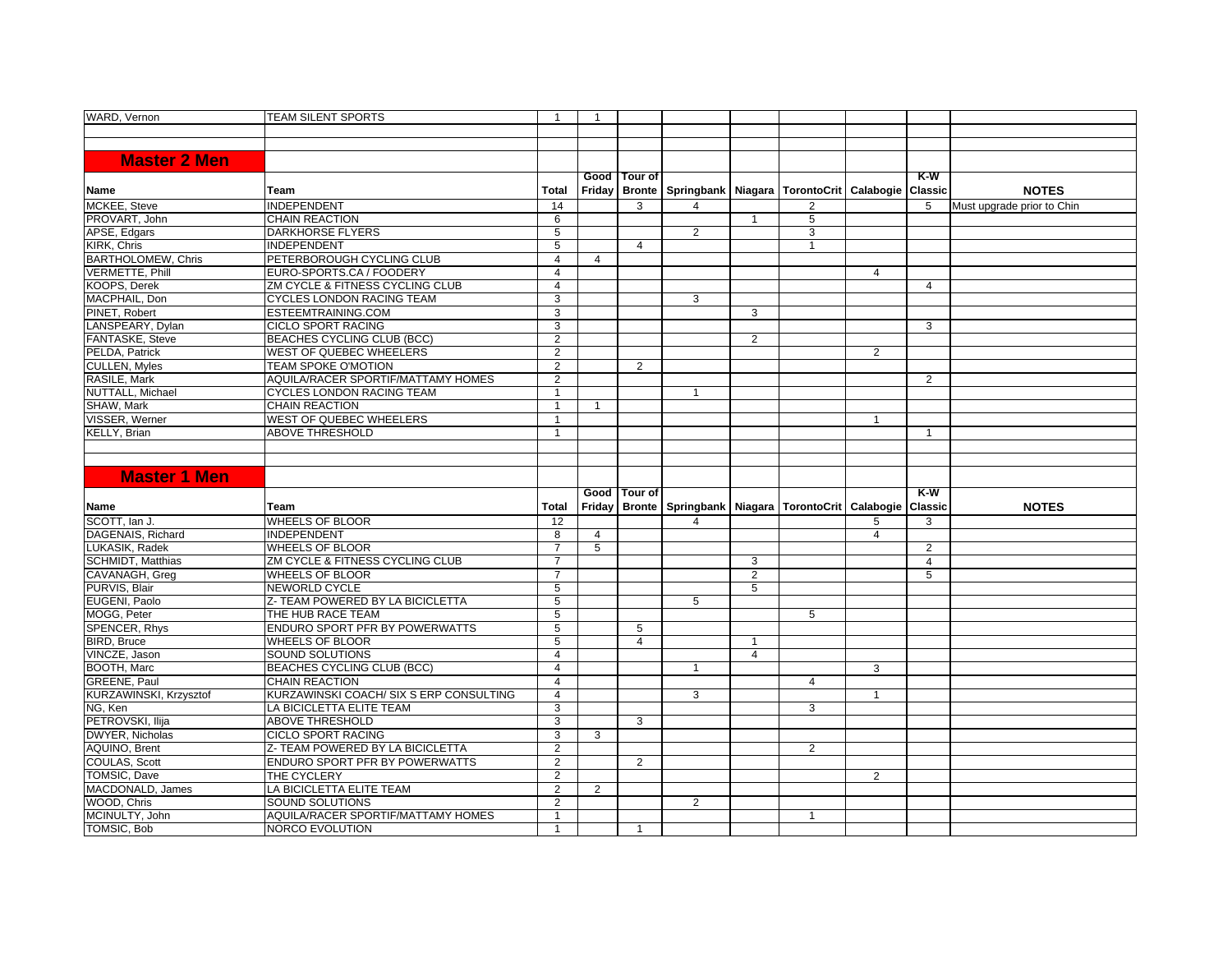| WARD, Vernon | TEAM SILENT SPORTS | 1 | 1 | | | | | | | |
|---|---|---|---|---|---|---|---|---|---|---|

## Master 2 Men

| Name | Team | Total | Good Friday | Tour of Bronte | Springbank | Niagara | TorontoCrit | Calabogie | K-W Classic | NOTES |
|---|---|---|---|---|---|---|---|---|---|---|
| MCKEE, Steve | INDEPENDENT | 14 | | 3 | 4 | | 2 | | 5 | Must upgrade prior to Chin |
| PROVART, John | CHAIN REACTION | 6 | | | | 1 | 5 | | | |
| APSE, Edgars | DARKHORSE FLYERS | 5 | | | 2 | | 3 | | | |
| KIRK, Chris | INDEPENDENT | 5 | | 4 | | | 1 | | | |
| BARTHOLOMEW, Chris | PETERBOROUGH CYCLING CLUB | 4 | 4 | | | | | | | |
| VERMETTE, Phill | EURO-SPORTS.CA / FOODERY | 4 | | | | | | 4 | | |
| KOOPS, Derek | ZM CYCLE & FITNESS CYCLING CLUB | 4 | | | | | | | 4 | |
| MACPHAIL, Don | CYCLES LONDON RACING TEAM | 3 | | | 3 | | | | | |
| PINET, Robert | ESTEEMTRAINING.COM | 3 | | | | 3 | | | | |
| LANSPEARY, Dylan | CICLO SPORT RACING | 3 | | | | | | | 3 | |
| FANTASKE, Steve | BEACHES CYCLING CLUB (BCC) | 2 | | | | 2 | | | | |
| PELDA, Patrick | WEST OF QUEBEC WHEELERS | 2 | | | | | | 2 | | |
| CULLEN, Myles | TEAM SPOKE O'MOTION | 2 | | 2 | | | | | | |
| RASILE, Mark | AQUILA/RACER SPORTIF/MATTAMY HOMES | 2 | | | | | | | 2 | |
| NUTTALL, Michael | CYCLES LONDON RACING TEAM | 1 | | | 1 | | | | | |
| SHAW, Mark | CHAIN REACTION | 1 | 1 | | | | | | | |
| VISSER, Werner | WEST OF QUEBEC WHEELERS | 1 | | | | | | 1 | | |
| KELLY, Brian | ABOVE THRESHOLD | 1 | | | | | | | 1 | |

## Master 1 Men

| Name | Team | Total | Good Friday | Tour of Bronte | Springbank | Niagara | TorontoCrit | Calabogie | K-W Classic | NOTES |
|---|---|---|---|---|---|---|---|---|---|---|
| SCOTT, Ian J. | WHEELS OF BLOOR | 12 | | | 4 | | | 5 | 3 | |
| DAGENAIS, Richard | INDEPENDENT | 8 | 4 | | | | | 4 | | |
| LUKASIK, Radek | WHEELS OF BLOOR | 7 | 5 | | | | | | 2 | |
| SCHMIDT, Matthias | ZM CYCLE & FITNESS CYCLING CLUB | 7 | | | | 3 | | | 4 | |
| CAVANAGH, Greg | WHEELS OF BLOOR | 7 | | | | 2 | | | 5 | |
| PURVIS, Blair | NEWORLD CYCLE | 5 | | | | 5 | | | | |
| EUGENI, Paolo | Z- TEAM POWERED BY LA BICICLETTA | 5 | | | 5 | | | | | |
| MOGG, Peter | THE HUB RACE TEAM | 5 | | | | | 5 | | | |
| SPENCER, Rhys | ENDURO SPORT PFR BY POWERWATTS | 5 | | 5 | | | | | | |
| BIRD, Bruce | WHEELS OF BLOOR | 5 | | 4 | | 1 | | | | |
| VINCZE, Jason | SOUND SOLUTIONS | 4 | | | | 4 | | | | |
| BOOTH, Marc | BEACHES CYCLING CLUB (BCC) | 4 | | | 1 | | | 3 | | |
| GREENE, Paul | CHAIN REACTION | 4 | | | | | 4 | | | |
| KURZAWINSKI, Krzysztof | KURZAWINSKI COACH/ SIX S ERP CONSULTING | 4 | | | 3 | | | 1 | | |
| NG, Ken | LA BICICLETTA ELITE TEAM | 3 | | | | | 3 | | | |
| PETROVSKI, Ilija | ABOVE THRESHOLD | 3 | | 3 | | | | | | |
| DWYER, Nicholas | CICLO SPORT RACING | 3 | 3 | | | | | | | |
| AQUINO, Brent | Z- TEAM POWERED BY LA BICICLETTA | 2 | | | | | 2 | | | |
| COULAS, Scott | ENDURO SPORT PFR BY POWERWATTS | 2 | | 2 | | | | | | |
| TOMSIC, Dave | THE CYCLERY | 2 | | | | | | 2 | | |
| MACDONALD, James | LA BICICLETTA ELITE TEAM | 2 | 2 | | | | | | | |
| WOOD, Chris | SOUND SOLUTIONS | 2 | | | 2 | | | | | |
| MCINULTY, John | AQUILA/RACER SPORTIF/MATTAMY HOMES | 1 | | | | | 1 | | | |
| TOMSIC, Bob | NORCO EVOLUTION | 1 | | 1 | | | | | | |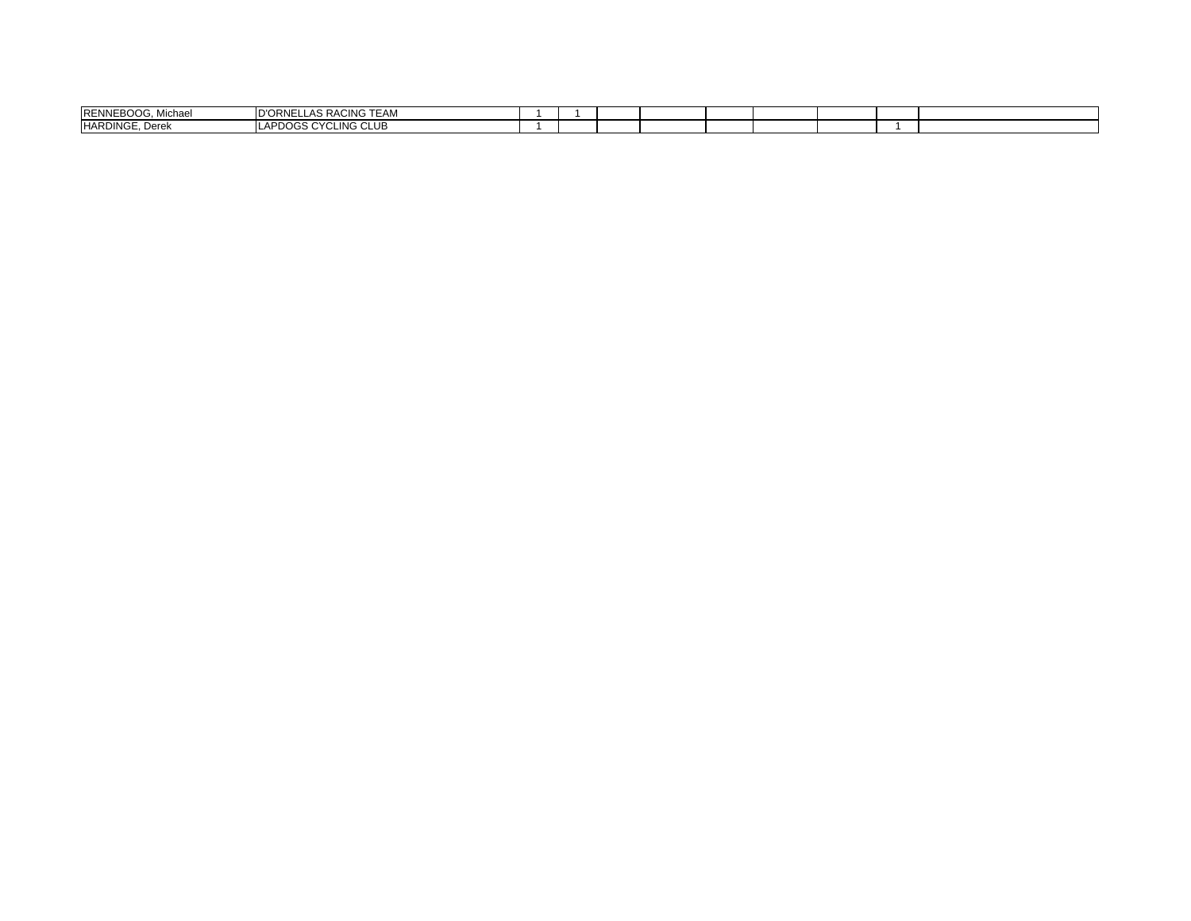| | | | | | | | | | | |
|---|---|---|---|---|---|---|---|---|---|---|
| RENNEBOOG, Michael | D'ORNELLAS RACING TEAM | 1 | 1 | | | | | | | |
| HARDINGE, Derek | LAPDOGS CYCLING CLUB | 1 | | | | | | | 1 | |